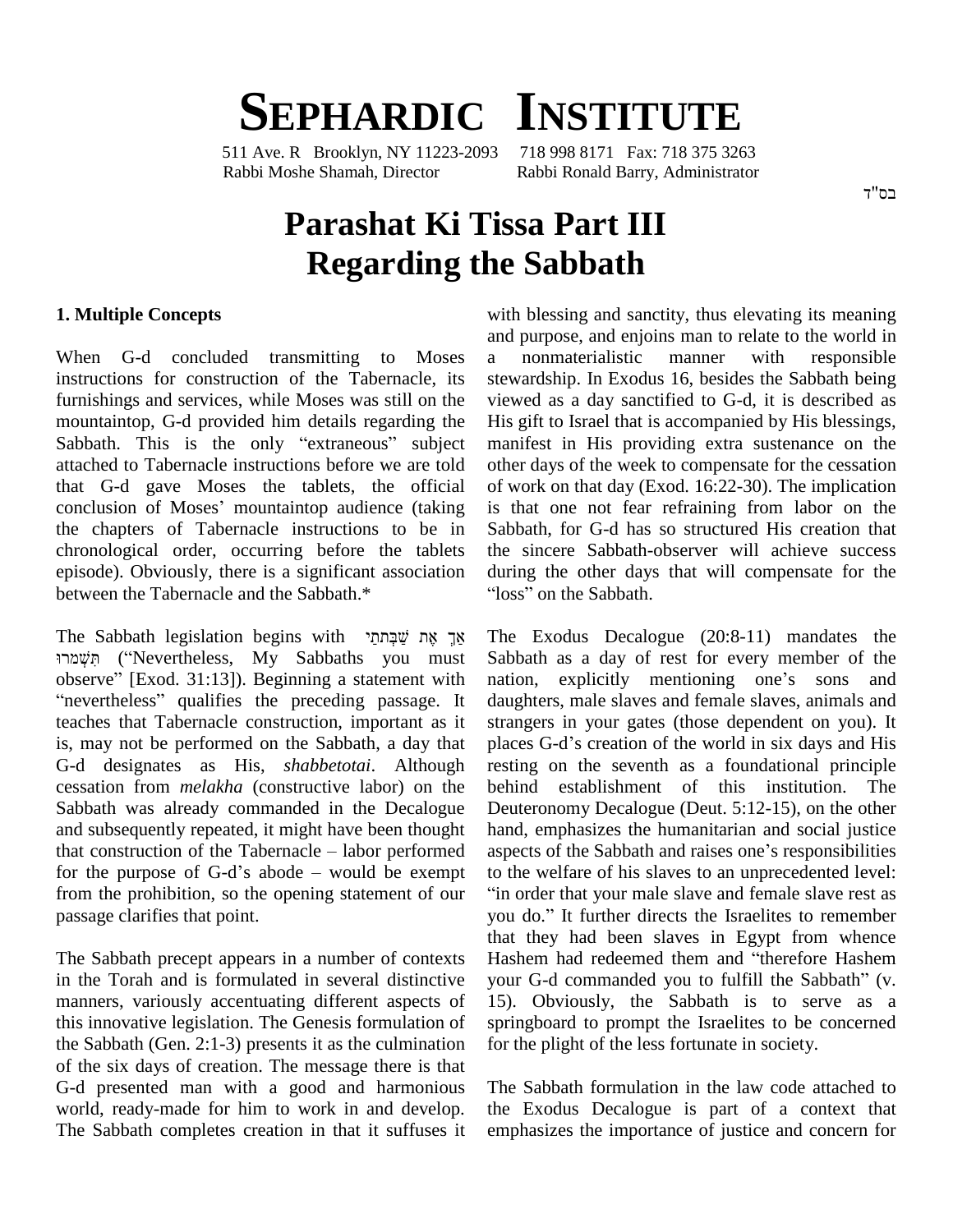# SEPHARDIC INSTITUTE

511 Ave. R Brooklyn, NY 11223-2093 718 998 8171 Fax: 718 375 3263
Rabbi Moshe Shamah, Director Rabbi Ronald Barry, Administrator

בס"ד

# Parashat Ki Tissa Part III
# Regarding the Sabbath

### 1. Multiple Concepts

When G-d concluded transmitting to Moses instructions for construction of the Tabernacle, its furnishings and services, while Moses was still on the mountaintop, G-d provided him details regarding the Sabbath. This is the only "extraneous" subject attached to Tabernacle instructions before we are told that G-d gave Moses the tablets, the official conclusion of Moses' mountaintop audience (taking the chapters of Tabernacle instructions to be in chronological order, occurring before the tablets episode). Obviously, there is a significant association between the Tabernacle and the Sabbath.*

The Sabbath legislation begins with אַךְ אֶת שַׁבְּתֹתַי תִּשְׁמֹרוּ ("Nevertheless, My Sabbaths you must observe" [Exod. 31:13]). Beginning a statement with "nevertheless" qualifies the preceding passage. It teaches that Tabernacle construction, important as it is, may not be performed on the Sabbath, a day that G-d designates as His, *shabbetotai*. Although cessation from *melakha* (constructive labor) on the Sabbath was already commanded in the Decalogue and subsequently repeated, it might have been thought that construction of the Tabernacle – labor performed for the purpose of G-d's abode – would be exempt from the prohibition, so the opening statement of our passage clarifies that point.

The Sabbath precept appears in a number of contexts in the Torah and is formulated in several distinctive manners, variously accentuating different aspects of this innovative legislation. The Genesis formulation of the Sabbath (Gen. 2:1-3) presents it as the culmination of the six days of creation. The message there is that G-d presented man with a good and harmonious world, ready-made for him to work in and develop. The Sabbath completes creation in that it suffuses it with blessing and sanctity, thus elevating its meaning and purpose, and enjoins man to relate to the world in a nonmaterialistic manner with responsible stewardship. In Exodus 16, besides the Sabbath being viewed as a day sanctified to G-d, it is described as His gift to Israel that is accompanied by His blessings, manifest in His providing extra sustenance on the other days of the week to compensate for the cessation of work on that day (Exod. 16:22-30). The implication is that one not fear refraining from labor on the Sabbath, for G-d has so structured His creation that the sincere Sabbath-observer will achieve success during the other days that will compensate for the "loss" on the Sabbath.

The Exodus Decalogue (20:8-11) mandates the Sabbath as a day of rest for every member of the nation, explicitly mentioning one's sons and daughters, male slaves and female slaves, animals and strangers in your gates (those dependent on you). It places G-d's creation of the world in six days and His resting on the seventh as a foundational principle behind establishment of this institution. The Deuteronomy Decalogue (Deut. 5:12-15), on the other hand, emphasizes the humanitarian and social justice aspects of the Sabbath and raises one's responsibilities to the welfare of his slaves to an unprecedented level: "in order that your male slave and female slave rest as you do." It further directs the Israelites to remember that they had been slaves in Egypt from whence Hashem had redeemed them and "therefore Hashem your G-d commanded you to fulfill the Sabbath" (v. 15). Obviously, the Sabbath is to serve as a springboard to prompt the Israelites to be concerned for the plight of the less fortunate in society.

The Sabbath formulation in the law code attached to the Exodus Decalogue is part of a context that emphasizes the importance of justice and concern for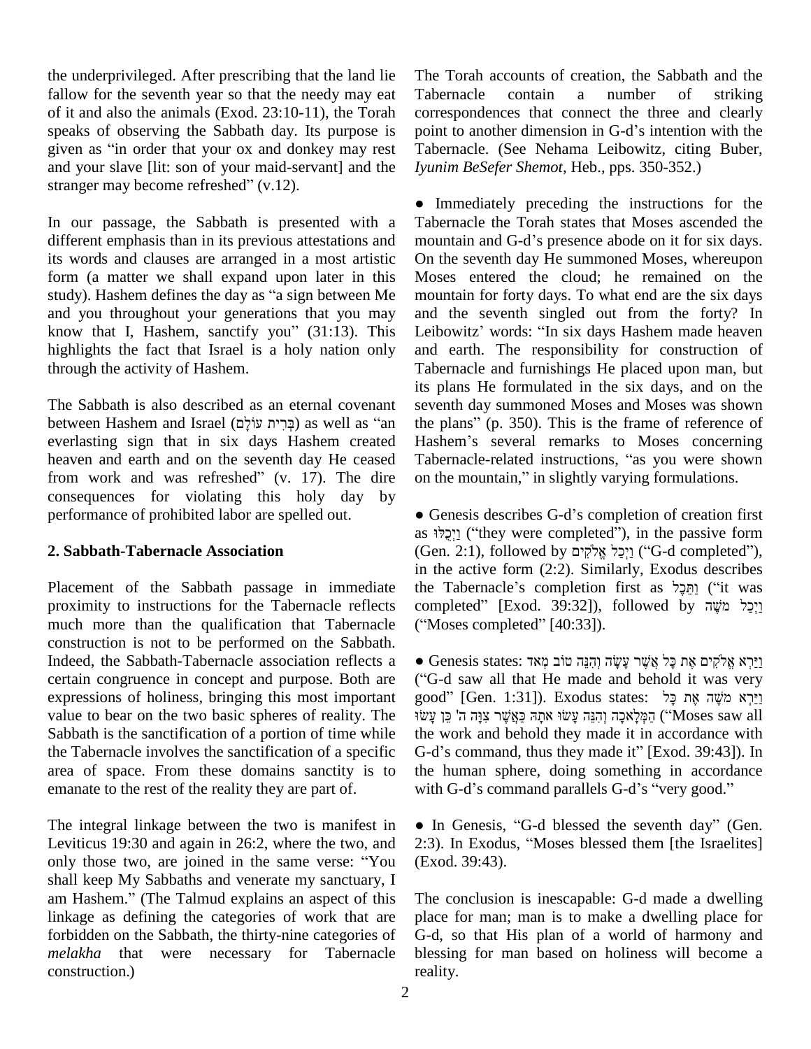the underprivileged. After prescribing that the land lie fallow for the seventh year so that the needy may eat of it and also the animals (Exod. 23:10-11), the Torah speaks of observing the Sabbath day. Its purpose is given as "in order that your ox and donkey may rest and your slave [lit: son of your maid-servant] and the stranger may become refreshed" (v.12).

In our passage, the Sabbath is presented with a different emphasis than in its previous attestations and its words and clauses are arranged in a most artistic form (a matter we shall expand upon later in this study). Hashem defines the day as "a sign between Me and you throughout your generations that you may know that I, Hashem, sanctify you" (31:13). This highlights the fact that Israel is a holy nation only through the activity of Hashem.

The Sabbath is also described as an eternal covenant between Hashem and Israel (בְּרִית עוֹלָם) as well as "an everlasting sign that in six days Hashem created heaven and earth and on the seventh day He ceased from work and was refreshed" (v. 17). The dire consequences for violating this holy day by performance of prohibited labor are spelled out.

## 2. Sabbath-Tabernacle Association

Placement of the Sabbath passage in immediate proximity to instructions for the Tabernacle reflects much more than the qualification that Tabernacle construction is not to be performed on the Sabbath. Indeed, the Sabbath-Tabernacle association reflects a certain congruence in concept and purpose. Both are expressions of holiness, bringing this most important value to bear on the two basic spheres of reality. The Sabbath is the sanctification of a portion of time while the Tabernacle involves the sanctification of a specific area of space. From these domains sanctity is to emanate to the rest of the reality they are part of.

The integral linkage between the two is manifest in Leviticus 19:30 and again in 26:2, where the two, and only those two, are joined in the same verse: "You shall keep My Sabbaths and venerate my sanctuary, I am Hashem." (The Talmud explains an aspect of this linkage as defining the categories of work that are forbidden on the Sabbath, the thirty-nine categories of *melakha* that were necessary for Tabernacle construction.)

The Torah accounts of creation, the Sabbath and the Tabernacle contain a number of striking correspondences that connect the three and clearly point to another dimension in G-d's intention with the Tabernacle. (See Nehama Leibowitz, citing Buber, *Iyunim BeSefer Shemot*, Heb., pps. 350-352.)

- Immediately preceding the instructions for the Tabernacle the Torah states that Moses ascended the mountain and G-d's presence abode on it for six days. On the seventh day He summoned Moses, whereupon Moses entered the cloud; he remained on the mountain for forty days. To what end are the six days and the seventh singled out from the forty? In Leibowitz' words: "In six days Hashem made heaven and earth. The responsibility for construction of Tabernacle and furnishings He placed upon man, but its plans He formulated in the six days, and on the seventh day summoned Moses and Moses was shown the plans" (p. 350). This is the frame of reference of Hashem's several remarks to Moses concerning Tabernacle-related instructions, "as you were shown on the mountain," in slightly varying formulations.

- Genesis describes G-d's completion of creation first as וַיְכֻלּוּ ("they were completed"), in the passive form (Gen. 2:1), followed by וַיְכַל אֱלֹקִים ("G-d completed"), in the active form (2:2). Similarly, Exodus describes the Tabernacle's completion first as וַתֵּכֶל ("it was completed" [Exod. 39:32]), followed by וַיְכַל מֹשֶׁה ("Moses completed" [40:33]).

- Genesis states: וַיַּרְא אֱלֹקִים אֶת כָּל אֲשֶׁר עָשָׂה וְהִנֵּה טוֹב מְאֹד ("G-d saw all that He made and behold it was very good" [Gen. 1:31]). Exodus states: וַיַּרְא מֹשֶׁה אֶת כָּל הַמְּלָאכָה וְהִנֵּה עָשׂוּ אֹתָהּ כַּאֲשֶׁר צִוָּה ה' כֵּן עָשׂוּ ("Moses saw all the work and behold they made it in accordance with G-d's command, thus they made it" [Exod. 39:43]). In the human sphere, doing something in accordance with G-d's command parallels G-d's "very good."

- In Genesis, "G-d blessed the seventh day" (Gen. 2:3). In Exodus, "Moses blessed them [the Israelites] (Exod. 39:43).

The conclusion is inescapable: G-d made a dwelling place for man; man is to make a dwelling place for G-d, so that His plan of a world of harmony and blessing for man based on holiness will become a reality.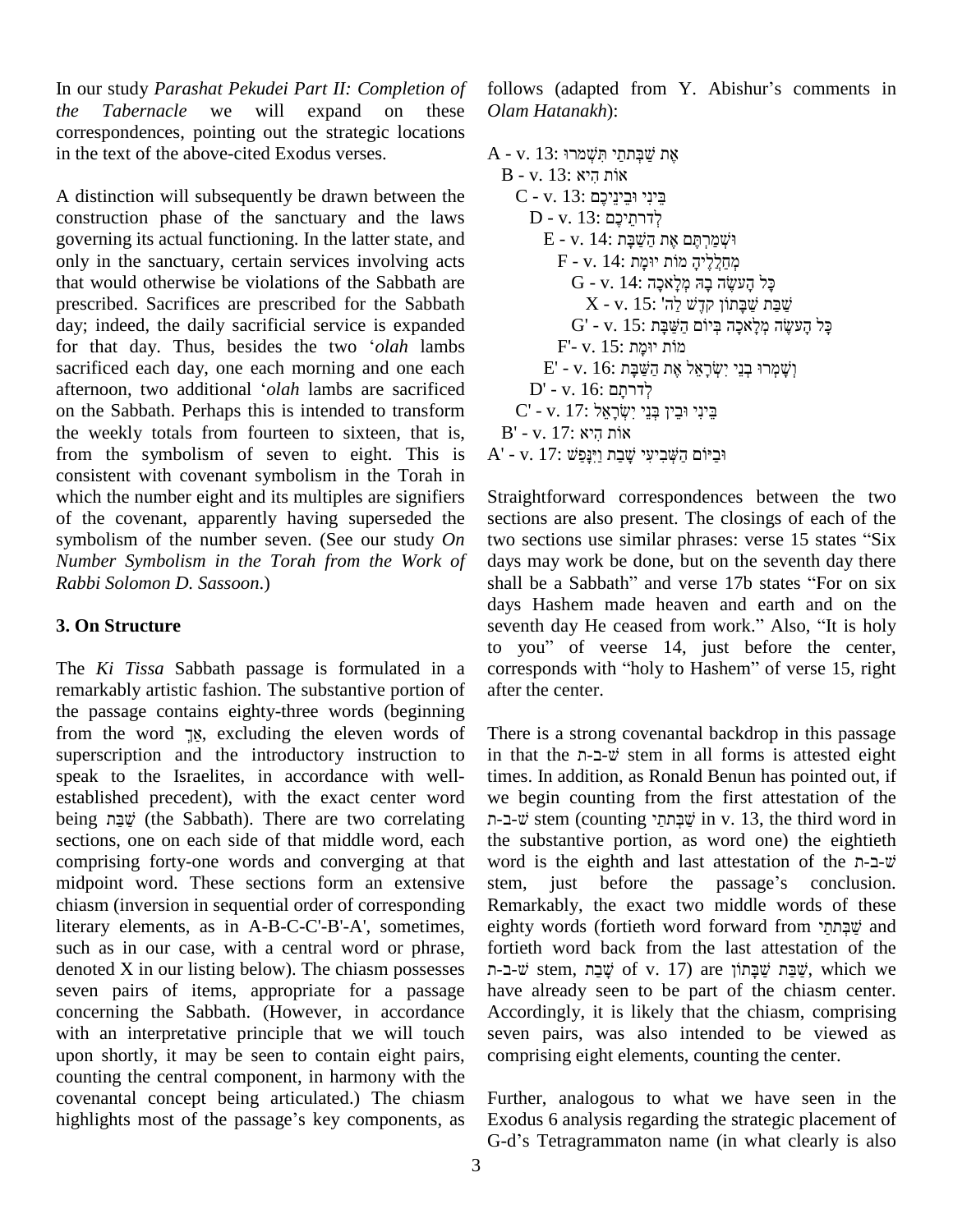In our study *Parashat Pekudei Part II: Completion of the Tabernacle* we will expand on these correspondences, pointing out the strategic locations in the text of the above-cited Exodus verses.

A distinction will subsequently be drawn between the construction phase of the sanctuary and the laws governing its actual functioning. In the latter state, and only in the sanctuary, certain services involving acts that would otherwise be violations of the Sabbath are prescribed. Sacrifices are prescribed for the Sabbath day; indeed, the daily sacrificial service is expanded for that day. Thus, besides the two '*olah* lambs sacrificed each day, one each morning and one each afternoon, two additional '*olah* lambs are sacrificed on the Sabbath. Perhaps this is intended to transform the weekly totals from fourteen to sixteen, that is, from the symbolism of seven to eight. This is consistent with covenant symbolism in the Torah in which the number eight and its multiples are signifiers of the covenant, apparently having superseded the symbolism of the number seven. (See our study *On Number Symbolism in the Torah from the Work of Rabbi Solomon D. Sassoon*.)

## 3. On Structure

The *Ki Tissa* Sabbath passage is formulated in a remarkably artistic fashion. The substantive portion of the passage contains eighty-three words (beginning from the word אַךְ, excluding the eleven words of superscription and the introductory instruction to speak to the Israelites, in accordance with well-established precedent), with the exact center word being שַׁבַּת (the Sabbath). There are two correlating sections, one on each side of that middle word, each comprising forty-one words and converging at that midpoint word. These sections form an extensive chiasm (inversion in sequential order of corresponding literary elements, as in A-B-C-C'-B'-A', sometimes, such as in our case, with a central word or phrase, denoted X in our listing below). The chiasm possesses seven pairs of items, appropriate for a passage concerning the Sabbath. (However, in accordance with an interpretative principle that we will touch upon shortly, it may be seen to contain eight pairs, counting the central component, in harmony with the covenantal concept being articulated.) The chiasm highlights most of the passage's key components, as follows (adapted from Y. Abishur's comments in *Olam Hatanakh*):

A - v. 13: אֶת שַׁבְּתֹתַי תִּשְׁמֹרוּ
&nbsp;&nbsp;B - v. 13: אוֹת הִיא
&nbsp;&nbsp;&nbsp;&nbsp;C - v. 13: בֵּינִי וּבֵינֵיכֶם
&nbsp;&nbsp;&nbsp;&nbsp;&nbsp;&nbsp;D - v. 13: לְדֹרֹתֵיכֶם
&nbsp;&nbsp;&nbsp;&nbsp;&nbsp;&nbsp;&nbsp;&nbsp;E - v. 14: וּשְׁמַרְתֶּם אֶת הַשַּׁבָּת
&nbsp;&nbsp;&nbsp;&nbsp;&nbsp;&nbsp;&nbsp;&nbsp;&nbsp;&nbsp;F - v. 14: מְחַלְלֶיהָ מוֹת יוּמָת
&nbsp;&nbsp;&nbsp;&nbsp;&nbsp;&nbsp;&nbsp;&nbsp;&nbsp;&nbsp;&nbsp;&nbsp;G - v. 14: כָּל הָעֹשֶׂה בָהּ מְלָאכָה
&nbsp;&nbsp;&nbsp;&nbsp;&nbsp;&nbsp;&nbsp;&nbsp;&nbsp;&nbsp;&nbsp;&nbsp;&nbsp;&nbsp;X - v. 15: שַׁבַּת שַׁבָּתוֹן קֹדֶשׁ לַה'
&nbsp;&nbsp;&nbsp;&nbsp;&nbsp;&nbsp;&nbsp;&nbsp;&nbsp;&nbsp;&nbsp;&nbsp;G' - v. 15: כָּל הָעֹשֶׂה מְלָאכָה בְּיוֹם הַשַּׁבָּת
&nbsp;&nbsp;&nbsp;&nbsp;&nbsp;&nbsp;&nbsp;&nbsp;&nbsp;&nbsp;F'- v. 15: מוֹת יוּמָת
&nbsp;&nbsp;&nbsp;&nbsp;&nbsp;&nbsp;&nbsp;&nbsp;E' - v. 16: וְשָׁמְרוּ בְנֵי יִשְׂרָאֵל אֶת הַשַּׁבָּת
&nbsp;&nbsp;&nbsp;&nbsp;&nbsp;&nbsp;D' - v. 16: לְדֹרֹתָם
&nbsp;&nbsp;&nbsp;&nbsp;C' - v. 17: בֵּינִי וּבֵין בְּנֵי יִשְׂרָאֵל
&nbsp;&nbsp;B' - v. 17: אוֹת הִיא
A' - v. 17: וּבַיּוֹם הַשְּׁבִיעִי שָׁבַת וַיִּנָּפַשׁ

Straightforward correspondences between the two sections are also present. The closings of each of the two sections use similar phrases: verse 15 states "Six days may work be done, but on the seventh day there shall be a Sabbath" and verse 17b states "For on six days Hashem made heaven and earth and on the seventh day He ceased from work." Also, "It is holy to you" of veerse 14, just before the center, corresponds with "holy to Hashem" of verse 15, right after the center.

There is a strong covenantal backdrop in this passage in that the ש-ב-ת stem in all forms is attested eight times. In addition, as Ronald Benun has pointed out, if we begin counting from the first attestation of the ש-ב-ת stem (counting שַׁבְּתֹתַי in v. 13, the third word in the substantive portion, as word one) the eightieth word is the eighth and last attestation of the ש-ב-ת stem, just before the passage's conclusion. Remarkably, the exact two middle words of these eighty words (fortieth word forward from שַׁבְּתֹתַי and fortieth word back from the last attestation of the ש-ב-ת stem, שָׁבַת of v. 17) are שַׁבַּת שַׁבָּתוֹן, which we have already seen to be part of the chiasm center. Accordingly, it is likely that the chiasm, comprising seven pairs, was also intended to be viewed as comprising eight elements, counting the center.

Further, analogous to what we have seen in the Exodus 6 analysis regarding the strategic placement of G-d's Tetragrammaton name (in what clearly is also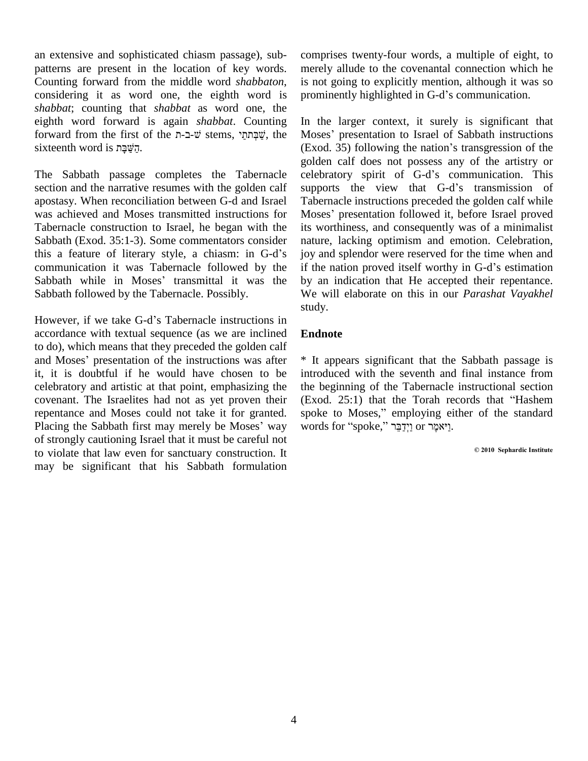an extensive and sophisticated chiasm passage), sub-patterns are present in the location of key words. Counting forward from the middle word *shabbaton*, considering it as word one, the eighth word is *shabbat*; counting that *shabbat* as word one, the eighth word forward is again *shabbat*. Counting forward from the first of the ש-ב-ת stems, שַׁבְּתֹתַי, the sixteenth word is הַשַּׁבָּת.

The Sabbath passage completes the Tabernacle section and the narrative resumes with the golden calf apostasy. When reconciliation between G-d and Israel was achieved and Moses transmitted instructions for Tabernacle construction to Israel, he began with the Sabbath (Exod. 35:1-3). Some commentators consider this a feature of literary style, a chiasm: in G-d's communication it was Tabernacle followed by the Sabbath while in Moses' transmittal it was the Sabbath followed by the Tabernacle. Possibly.

However, if we take G-d's Tabernacle instructions in accordance with textual sequence (as we are inclined to do), which means that they preceded the golden calf and Moses' presentation of the instructions was after it, it is doubtful if he would have chosen to be celebratory and artistic at that point, emphasizing the covenant. The Israelites had not as yet proven their repentance and Moses could not take it for granted. Placing the Sabbath first may merely be Moses' way of strongly cautioning Israel that it must be careful not to violate that law even for sanctuary construction. It may be significant that his Sabbath formulation comprises twenty-four words, a multiple of eight, to merely allude to the covenantal connection which he is not going to explicitly mention, although it was so prominently highlighted in G-d's communication.

In the larger context, it surely is significant that Moses' presentation to Israel of Sabbath instructions (Exod. 35) following the nation's transgression of the golden calf does not possess any of the artistry or celebratory spirit of G-d's communication. This supports the view that G-d's transmission of Tabernacle instructions preceded the golden calf while Moses' presentation followed it, before Israel proved its worthiness, and consequently was of a minimalist nature, lacking optimism and emotion. Celebration, joy and splendor were reserved for the time when and if the nation proved itself worthy in G-d's estimation by an indication that He accepted their repentance. We will elaborate on this in our *Parashat Vayakhel* study.

## Endnote

* It appears significant that the Sabbath passage is introduced with the seventh and final instance from the beginning of the Tabernacle instructional section (Exod. 25:1) that the Torah records that "Hashem spoke to Moses," employing either of the standard words for "spoke," וַיְדַבֵּר or וַיֹּאמֶר.

© 2010 Sephardic Institute